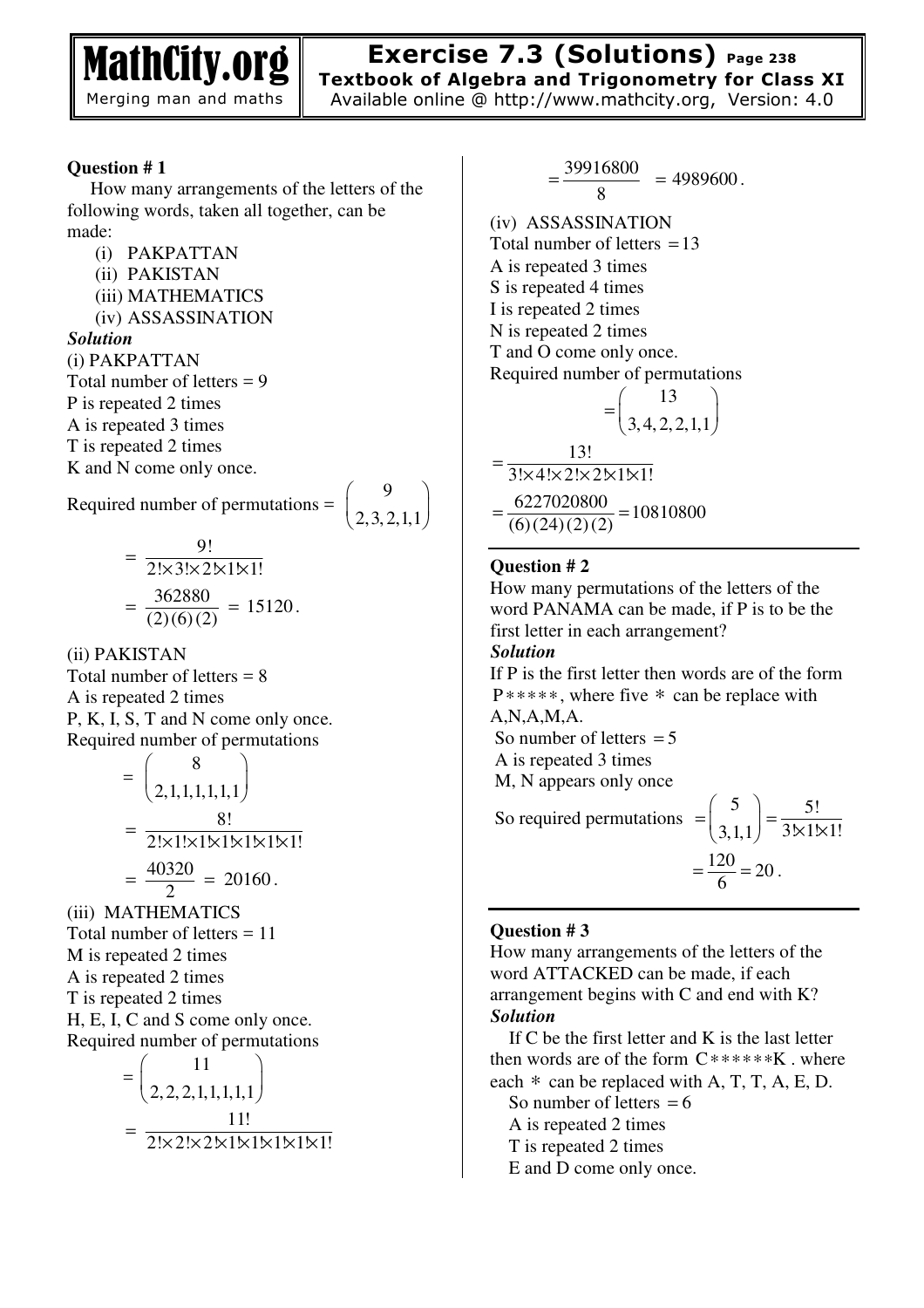# Exercise 7.3 (Solutions)

**Textbook of Algebra and Trigonometry for Class XI**

### Question # 1

How many arrangements of the letters of the following words, taken all together, can be made:

(i) PAKPATTAN
(ii) PAKISTAN
(iii) MATHEMATICS
(iv) ASSASSINATION

***Solution***

(i) PAKPATTAN
Total number of letters = 9
P is repeated 2 times
A is repeated 3 times
T is repeated 2 times
K and N come only once.

Required number of permutations = $\begin{pmatrix} 9 \\ 2,3,2,1,1 \end{pmatrix}$

$$= \frac{9!}{2!\times 3!\times 2!\times 1!\times 1!}$$

$$= \frac{362880}{(2)(6)(2)} = 15120.$$

(ii) PAKISTAN
Total number of letters = 8
A is repeated 2 times
P, K, I, S, T and N come only once.
Required number of permutations

$$= \begin{pmatrix} 8 \\ 2,1,1,1,1,1,1 \end{pmatrix}$$

$$= \frac{8!}{2!\times 1!\times 1!\times 1!\times 1!\times 1!\times 1!}$$

$$= \frac{40320}{2} = 20160.$$

(iii) MATHEMATICS
Total number of letters = 11
M is repeated 2 times
A is repeated 2 times
T is repeated 2 times
H, E, I, C and S come only once.
Required number of permutations

$$= \begin{pmatrix} 11 \\ 2,2,2,1,1,1,1,1 \end{pmatrix}$$

$$= \frac{11!}{2!\times 2!\times 2!\times 1!\times 1!\times 1!\times 1!\times 1!}$$

$$= \frac{39916800}{8} = 4989600.$$

(iv) ASSASSINATION
Total number of letters $= 13$
A is repeated 3 times
S is repeated 4 times
I is repeated 2 times
N is repeated 2 times
T and O come only once.
Required number of permutations

$$= \begin{pmatrix} 13 \\ 3,4,2,2,1,1 \end{pmatrix}$$

$$= \frac{13!}{3!\times 4!\times 2!\times 2!\times 1!\times 1!}$$

$$= \frac{6227020800}{(6)(24)(2)(2)} = 10810800$$

---

### Question # 2

How many permutations of the letters of the word PANAMA can be made, if P is to be the first letter in each arrangement?

***Solution***

If P is the first letter then words are of the form $P*****$, where five $*$ can be replace with A,N,A,M,A.

So number of letters $= 5$
A is repeated 3 times
M, N appears only once

So required permutations $= \begin{pmatrix} 5 \\ 3,1,1 \end{pmatrix} = \dfrac{5!}{3!\times 1!\times 1!}$

$$= \frac{120}{6} = 20.$$

---

### Question # 3

How many arrangements of the letters of the word ATTACKED can be made, if each arrangement begins with C and end with K?

***Solution***

If C be the first letter and K is the last letter then words are of the form $C******K$ . where each $*$ can be replaced with A, T, T, A, E, D.

So number of letters $= 6$
A is repeated 2 times
T is repeated 2 times
E and D come only once.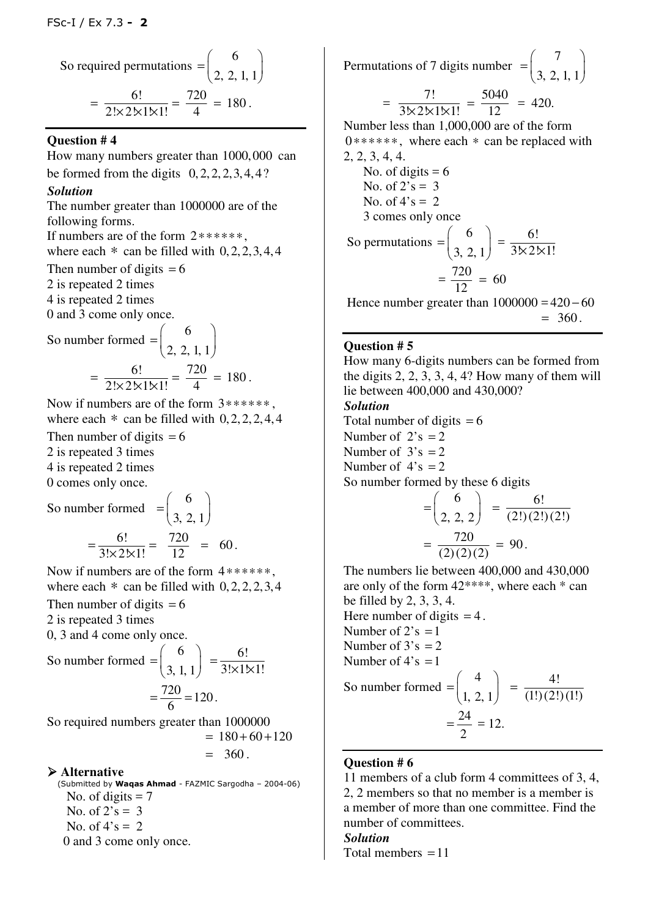So required permutations $= \begin{pmatrix} 6 \\ 2,\ 2,\ 1,\ 1 \end{pmatrix}$

$$= \frac{6!}{2!\times 2!\times 1!\times 1!} = \frac{720}{4} = 180.$$

---

### Question # 4

How many numbers greater than $1000,000$ can be formed from the digits $0, 2, 2, 2, 3, 4, 4$?

***Solution***

The number greater than 1000000 are of the following forms.

If numbers are of the form $2******$,
where each $*$ can be filled with $0, 2, 2, 3, 4, 4$

Then number of digits $= 6$

2 is repeated 2 times

4 is repeated 2 times

0 and 3 come only once.

So number formed $= \begin{pmatrix} 6 \\ 2,\ 2,\ 1,\ 1 \end{pmatrix}$

$$= \frac{6!}{2!\times 2!\times 1!\times 1!} = \frac{720}{4} = 180.$$

Now if numbers are of the form $3******$,
where each $*$ can be filled with $0, 2, 2, 2, 4, 4$

Then number of digits $= 6$

2 is repeated 3 times

4 is repeated 2 times

0 comes only once.

So number formed $= \begin{pmatrix} 6 \\ 3,\ 2,\ 1 \end{pmatrix}$

$$= \frac{6!}{3!\times 2!\times 1!} = \frac{720}{12} = 60.$$

Now if numbers are of the form $4******$,
where each $*$ can be filled with $0, 2, 2, 2, 3, 4$

Then number of digits $= 6$

2 is repeated 3 times

0, 3 and 4 come only once.

So number formed $= \begin{pmatrix} 6 \\ 3,\ 1,\ 1 \end{pmatrix} = \frac{6!}{3!\times 1!\times 1!}$

$$= \frac{720}{6} = 120.$$

So required numbers greater than 1000000

$$= 180 + 60 + 120$$
$$= 360.$$

➢ **Alternative**
(Submitted by **Waqas Ahmad** - FAZMIC Sargodha – 2004-06)

No. of digits = 7

No. of 2's = 3

No. of 4's = 2

0 and 3 come only once.

Permutations of 7 digits number $= \begin{pmatrix} 7 \\ 3,\ 2,\ 1,\ 1 \end{pmatrix}$

$$= \frac{7!}{3!\times 2!\times 1!\times 1!} = \frac{5040}{12} = 420.$$

Number less than 1,000,000 are of the form $0******$, where each $*$ can be replaced with 2, 2, 3, 4, 4.

No. of digits = 6

No. of 2's = 3

No. of 4's = 2

3 comes only once

So permutations $= \begin{pmatrix} 6 \\ 3,\ 2,\ 1 \end{pmatrix} = \frac{6!}{3!\times 2!\times 1!}$

$$= \frac{720}{12} = 60$$

Hence number greater than $1000000 = 420 - 60$
$$= 360.$$

---

### Question # 5

How many 6-digits numbers can be formed from the digits 2, 2, 3, 3, 4, 4? How many of them will lie between 400,000 and 430,000?

***Solution***

Total number of digits $= 6$

Number of 2's $= 2$

Number of 3's $= 2$

Number of 4's $= 2$

So number formed by these 6 digits

$$= \begin{pmatrix} 6 \\ 2,\ 2,\ 2 \end{pmatrix} = \frac{6!}{(2!)(2!)(2!)}$$

$$= \frac{720}{(2)(2)(2)} = 90.$$

The numbers lie between 400,000 and 430,000 are only of the form 42****, where each * can be filled by 2, 3, 3, 4.

Here number of digits $= 4$.

Number of 2's $= 1$

Number of 3's $= 2$

Number of 4's $= 1$

So number formed $= \begin{pmatrix} 4 \\ 1,\ 2,\ 1 \end{pmatrix} = \frac{4!}{(1!)(2!)(1!)}$

$$= \frac{24}{2} = 12.$$

---

### Question # 6

11 members of a club form 4 committees of 3, 4, 2, 2 members so that no member is a member is a member of more than one committee. Find the number of committees.

***Solution***

Total members $= 11$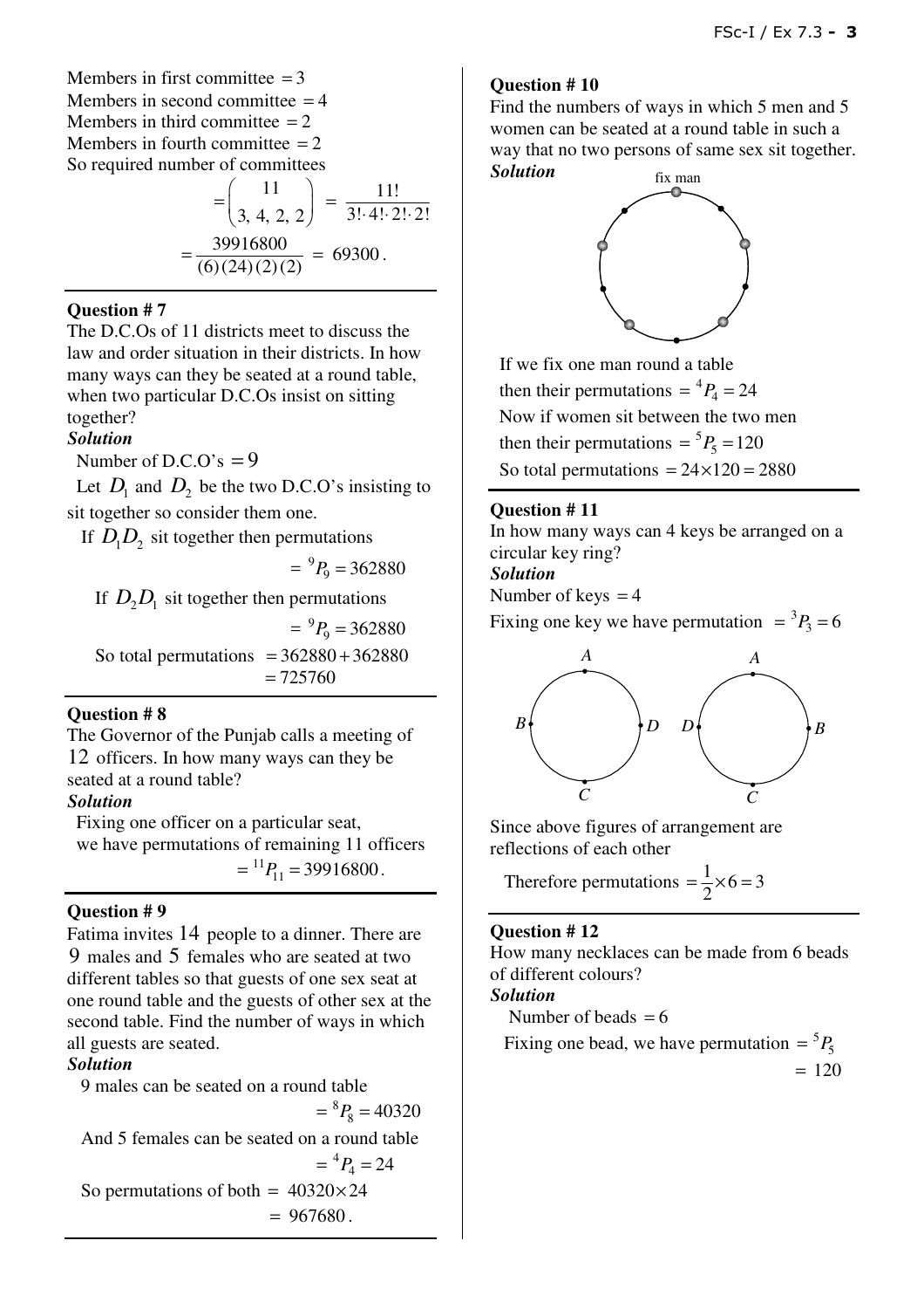Members in first committee $= 3$
Members in second committee $= 4$
Members in third committee $= 2$
Members in fourth committee $= 2$
So required number of committees

$$= \binom{11}{3,\ 4,\ 2,\ 2} = \frac{11!}{3!\cdot 4!\cdot 2!\cdot 2!}$$

$$= \frac{39916800}{(6)(24)(2)(2)} = 69300.$$

---

**Question # 7**
The D.C.Os of 11 districts meet to discuss the law and order situation in their districts. In how many ways can they be seated at a round table, when two particular D.C.Os insist on sitting together?

***Solution***
Number of D.C.O's $= 9$
Let $D_1$ and $D_2$ be the two D.C.O's insisting to sit together so consider them one.
If $D_1D_2$ sit together then permutations

$$= {}^9P_9 = 362880$$

If $D_2D_1$ sit together then permutations

$$= {}^9P_9 = 362880$$

So total permutations $= 362880 + 362880$
$= 725760$

---

**Question # 8**
The Governor of the Punjab calls a meeting of 12 officers. In how many ways can they be seated at a round table?

***Solution***
Fixing one officer on a particular seat,
we have permutations of remaining 11 officers

$$= {}^{11}P_{11} = 39916800.$$

---

**Question # 9**
Fatima invites 14 people to a dinner. There are 9 males and 5 females who are seated at two different tables so that guests of one sex seat at one round table and the guests of other sex at the second table. Find the number of ways in which all guests are seated.

***Solution***
9 males can be seated on a round table

$$= {}^8P_8 = 40320$$

And 5 females can be seated on a round table

$$= {}^4P_4 = 24$$

So permutations of both $= 40320 \times 24$
$= 967680.$

---

**Question # 10**
Find the numbers of ways in which 5 men and 5 women can be seated at a round table in such a way that no two persons of same sex sit together.

***Solution***

fix man

If we fix one man round a table
then their permutations $= {}^4P_4 = 24$
Now if women sit between the two men
then their permutations $= {}^5P_5 = 120$
So total permutations $= 24 \times 120 = 2880$

---

**Question # 11**
In how many ways can 4 keys be arranged on a circular key ring?

***Solution***
Number of keys $= 4$
Fixing one key we have permutation $= {}^3P_3 = 6$

A B D C    A D B C

Since above figures of arrangement are reflections of each other

Therefore permutations $= \frac{1}{2} \times 6 = 3$

---

**Question # 12**
How many necklaces can be made from 6 beads of different colours?

***Solution***
Number of beads $= 6$
Fixing one bead, we have permutation $= {}^5P_5$
$= 120$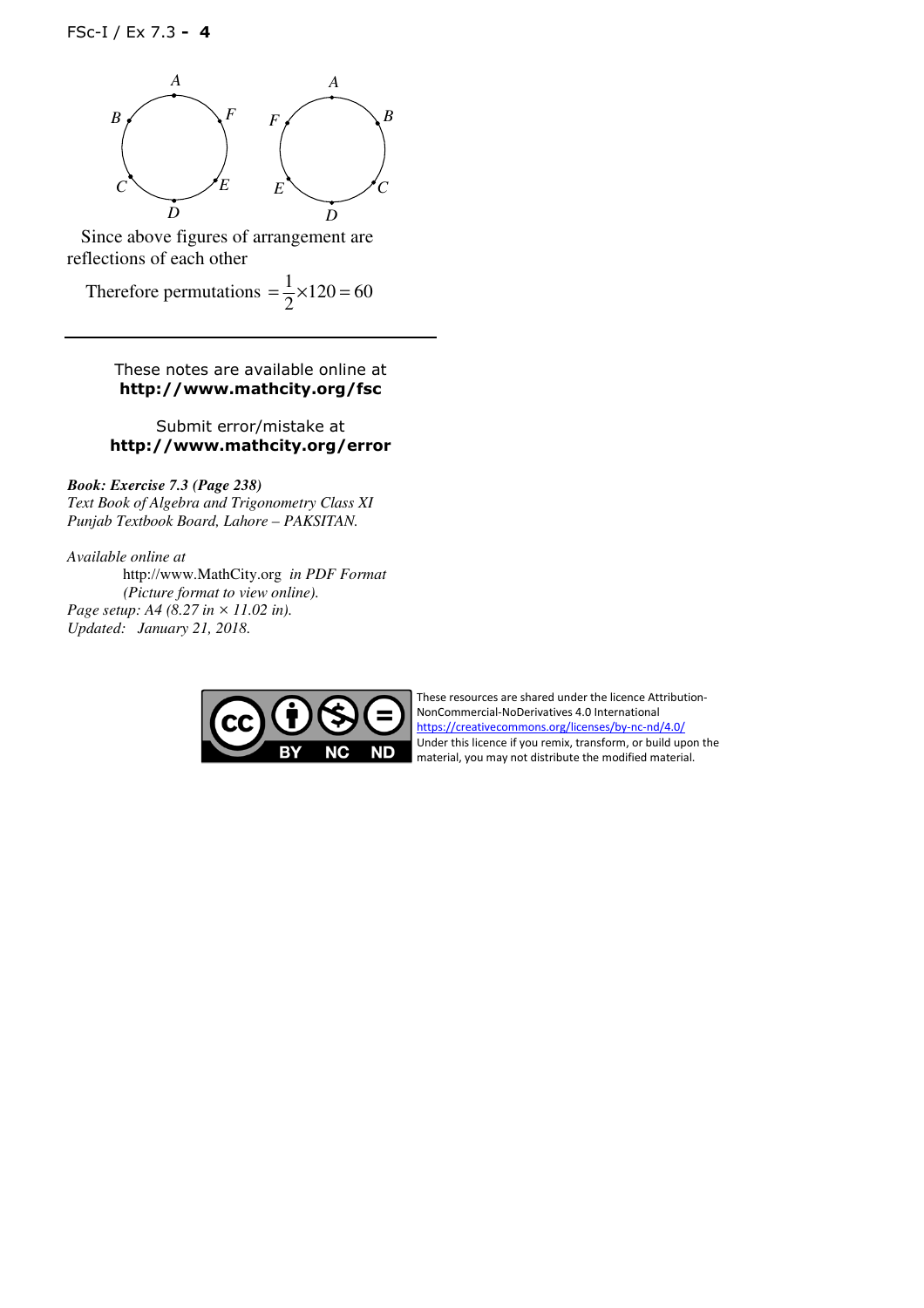A

B F

C E

D

A

F B

E C

D

Since above figures of arrangement are reflections of each other

Therefore permutations $= \frac{1}{2} \times 120 = 60$

---

These notes are available online at
**http://www.mathcity.org/fsc**

Submit error/mistake at
**http://www.mathcity.org/error**

***Book: Exercise 7.3 (Page 238)***
*Text Book of Algebra and Trigonometry Class XI*
*Punjab Textbook Board, Lahore – PAKSITAN.*

*Available online at*
http://www.MathCity.org *in PDF Format*
*(Picture format to view online).*
*Page setup: A4 (8.27 in × 11.02 in).*
*Updated: January 21, 2018.*

These resources are shared under the licence Attribution-NonCommercial-NoDerivatives 4.0 International
https://creativecommons.org/licenses/by-nc-nd/4.0/
Under this licence if you remix, transform, or build upon the material, you may not distribute the modified material.